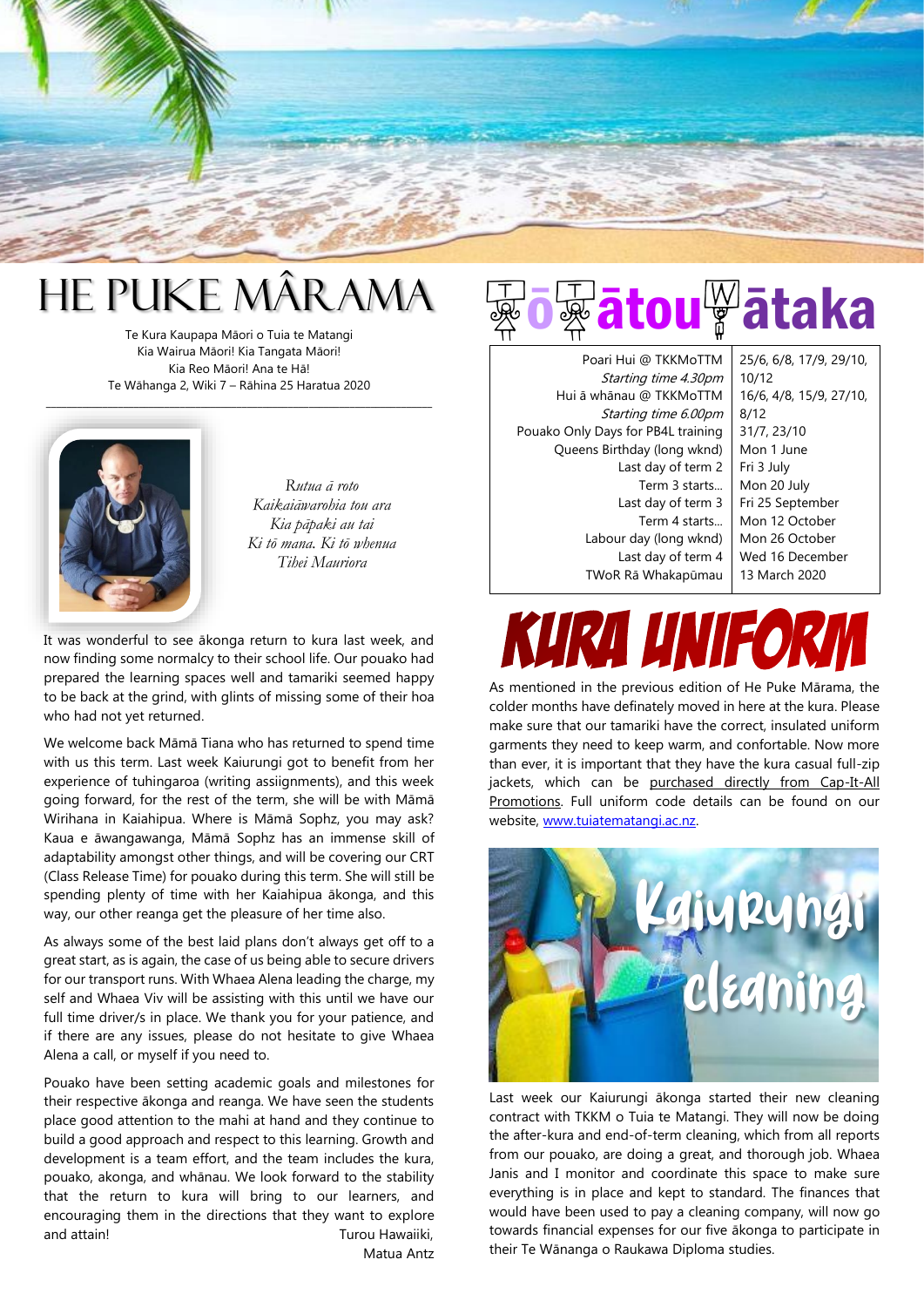# HE PUKE MÂRAMA

Te Kura Kaupapa Māori o Tuia te Matangi
Kia Wairua Māori! Kia Tangata Māori!
Kia Reo Māori! Ana te Hā!
Te Wāhanga 2, Wiki 7 – Rāhina 25 Haratua 2020

*Rutua ā roto*
*Kaikaiāwarohia tou ara*
*Kia pāpaki au tai*
*Ki tō mana. Ki tō whenua*
*Tihei Mauriora*

It was wonderful to see ākonga return to kura last week, and now finding some normalcy to their school life. Our pouako had prepared the learning spaces well and tamariki seemed happy to be back at the grind, with glints of missing some of their hoa who had not yet returned.

We welcome back Māmā Tiana who has returned to spend time with us this term. Last week Kaiurungi got to benefit from her experience of tuhingaroa (writing assiignments), and this week going forward, for the rest of the term, she will be with Māmā Wirihana in Kaiahipua. Where is Māmā Sophz, you may ask? Kaua e āwangawanga, Māmā Sophz has an immense skill of adaptability amongst other things, and will be covering our CRT (Class Release Time) for pouako during this term. She will still be spending plenty of time with her Kaiahipua ākonga, and this way, our other reanga get the pleasure of her time also.

As always some of the best laid plans don't always get off to a great start, as is again, the case of us being able to secure drivers for our transport runs. With Whaea Alena leading the charge, my self and Whaea Viv will be assisting with this until we have our full time driver/s in place. We thank you for your patience, and if there are any issues, please do not hesitate to give Whaea Alena a call, or myself if you need to.

Pouako have been setting academic goals and milestones for their respective ākonga and reanga. We have seen the students place good attention to the mahi at hand and they continue to build a good approach and respect to this learning. Growth and development is a team effort, and the team includes the kura, pouako, akonga, and whānau. We look forward to the stability that the return to kura will bring to our learners, and encouraging them in the directions that they want to explore and attain!

Turou Hawaiiki,
Matua Antz

## Ō rātou Rātaka

| | |
|---|---|
| Poari Hui @ TKKMoTTM<br>*Starting time 4.30pm* | 25/6, 6/8, 17/9, 29/10, 10/12 |
| Hui ā whānau @ TKKMoTTM<br>*Starting time 6.00pm* | 16/6, 4/8, 15/9, 27/10, 8/12 |
| Pouako Only Days for PB4L training | 31/7, 23/10 |
| Queens Birthday (long wknd) | Mon 1 June |
| Last day of term 2 | Fri 3 July |
| Term 3 starts... | Mon 20 July |
| Last day of term 3 | Fri 25 September |
| Term 4 starts... | Mon 12 October |
| Labour day (long wknd) | Mon 26 October |
| Last day of term 4 | Wed 16 December |
| TWoR Rā Whakapūmau | 13 March 2020 |

## KURA UNIFORM

As mentioned in the previous edition of He Puke Mārama, the colder months have definately moved in here at the kura. Please make sure that our tamariki have the correct, insulated uniform garments they need to keep warm, and confortable. Now more than ever, it is important that they have the kura casual full-zip jackets, which can be purchased directly from Cap-It-All Promotions. Full uniform code details can be found on our website, www.tuiatematangi.ac.nz.

## Kaiurungi cleaning

Last week our Kaiurungi ākonga started their new cleaning contract with TKKM o Tuia te Matangi. They will now be doing the after-kura and end-of-term cleaning, which from all reports from our pouako, are doing a great, and thorough job. Whaea Janis and I monitor and coordinate this space to make sure everything is in place and kept to standard. The finances that would have been used to pay a cleaning company, will now go towards financial expenses for our five ākonga to participate in their Te Wānanga o Raukawa Diploma studies.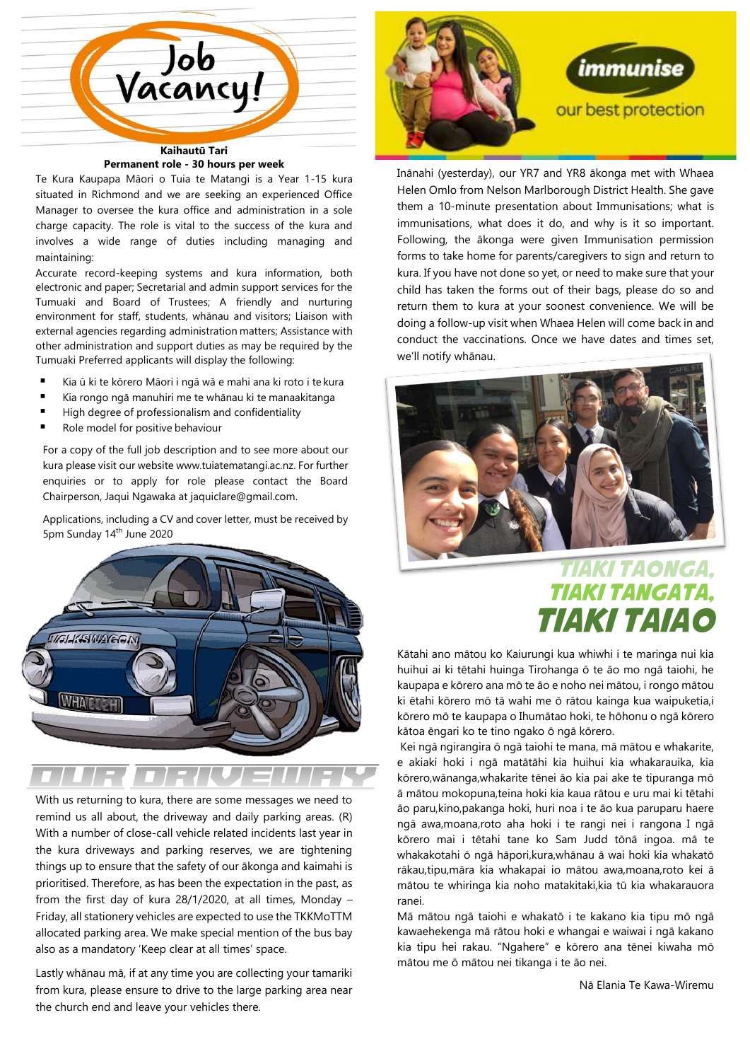# Job Vacancy!

**Kaihautū Tari**
**Permanent role - 30 hours per week**

Te Kura Kaupapa Māori o Tuia te Matangi is a Year 1-15 kura situated in Richmond and we are seeking an experienced Office Manager to oversee the kura office and administration in a sole charge capacity. The role is vital to the success of the kura and involves a wide range of duties including managing and maintaining:

Accurate record-keeping systems and kura information, both electronic and paper; Secretarial and admin support services for the Tumuaki and Board of Trustees; A friendly and nurturing environment for staff, students, whānau and visitors; Liaison with external agencies regarding administration matters; Assistance with other administration and support duties as may be required by the Tumuaki Preferred applicants will display the following:

- Kia ū ki te kōrero Māori i ngā wā e mahi ana ki roto i te kura
- Kia rongo ngā manuhiri me te whānau ki te manaakitanga
- High degree of professionalism and confidentiality
- Role model for positive behaviour

For a copy of the full job description and to see more about our kura please visit our website www.tuiatematangi.ac.nz. For further enquiries or to apply for role please contact the Board Chairperson, Jaqui Ngawaka at jaquiclare@gmail.com.

Applications, including a CV and cover letter, must be received by 5pm Sunday 14th June 2020

## OUR DRIVEWAY

With us returning to kura, there are some messages we need to remind us all about, the driveway and daily parking areas. (R) With a number of close-call vehicle related incidents last year in the kura driveways and parking reserves, we are tightening things up to ensure that the safety of our ākonga and kaimahi is prioritised. Therefore, as has been the expectation in the past, as from the first day of kura 28/1/2020, at all times, Monday – Friday, all stationery vehicles are expected to use the TKKMoTTM allocated parking area. We make special mention of the bus bay also as a mandatory 'Keep clear at all times' space.

Lastly whānau mā, if at any time you are collecting your tamariki from kura, please ensure to drive to the large parking area near the church end and leave your vehicles there.

## immunise – our best protection

Inānahi (yesterday), our YR7 and YR8 ākonga met with Whaea Helen Omlo from Nelson Marlborough District Health. She gave them a 10-minute presentation about Immunisations; what is immunisations, what does it do, and why is it so important. Following, the ākonga were given Immunisation permission forms to take home for parents/caregivers to sign and return to kura. If you have not done so yet, or need to make sure that your child has taken the forms out of their bags, please do so and return them to kura at your soonest convenience. We will be doing a follow-up visit when Whaea Helen will come back in and conduct the vaccinations. Once we have dates and times set, we'll notify whānau.

## TIAKI TAONGA, TIAKI TANGATA, TIAKI TAIAO

Kātahi ano mātou ko Kaiurungi kua whiwhi i te maringa nui kia huihui ai ki tētahi huinga Tirohanga ō te āo mo ngā taiohi, he kaupapa e kōrero ana mō te āo e noho nei mātou, i rongo mātou ki ētahi kōrero mō tā wahi me ō rātou kainga kua waipuketia,i kōrero mō te kaupapa o Ihumātao hoki, te hōhonu o ngā kōrero kātoa ēngari ko te tino ngako ō ngā kōrero.

Kei ngā ngirangira ō ngā taiohi te mana, mā mātou e whakarite, e akiaki hoki i ngā matātāhi kia huihui kia whakarauika, kia kōrero,wānanga,whakarite tēnei āo kia pai ake te tipuranga mō ā mātou mokopuna,teina hoki kia kaua rātou e uru mai ki tētahi āo paru,kino,pakanga hoki, huri noa i te āo kua paruparu haere ngā awa,moana,roto aha hoki i te rangi nei i rangona I ngā kōrero mai i tētahi tane ko Sam Judd tōnā ingoa. mā te whakakotahi ō ngā hāpori,kura,whānau ā wai hoki kia whakatō rākau,tipu,māra kia whakapai io mātou awa,moana,roto kei ā mātou te whiringa kia noho matakitaki,kia tū kia whakarauora ranei.

Mā mātou ngā taiohi e whakatō i te kakano kia tipu mō ngā kawaehekenga mā rātou hoki e whangai e waiwai i ngā kakano kia tipu hei rakau. "Ngahere" e kōrero ana tēnei kiwaha mō mātou me ō mātou nei tikanga i te āo nei.

Nā Elania Te Kawa-Wiremu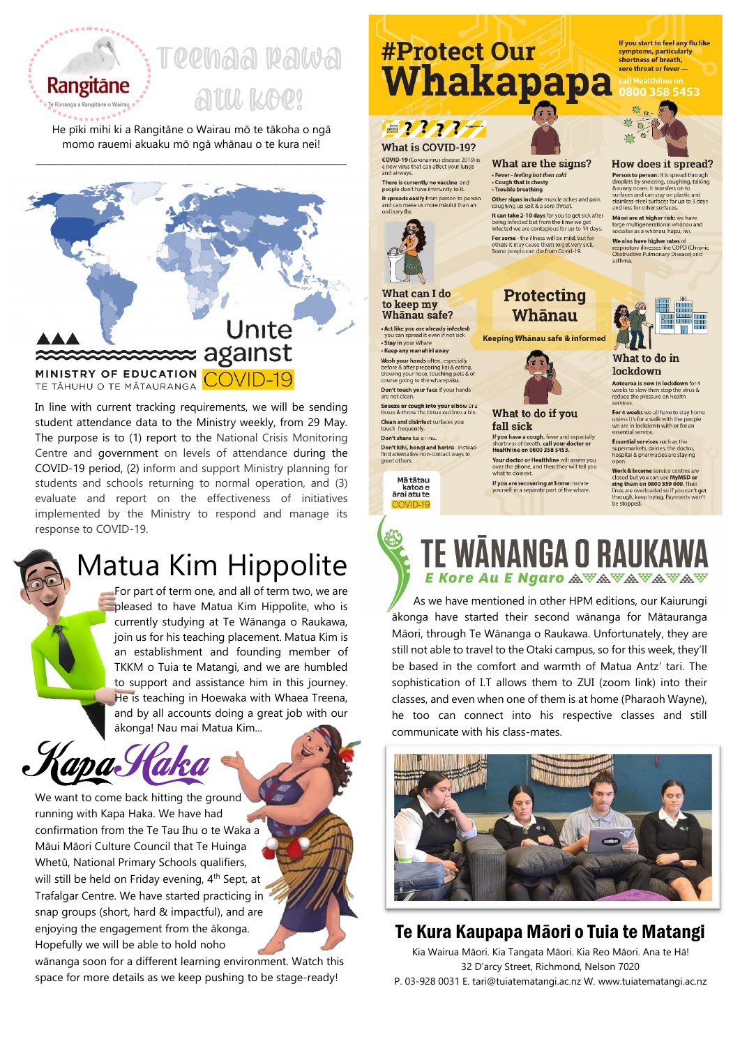# Teenaa rawa atu koe!

Rangitāne
Te Rūnanga a Rangitāne o Wairau

He pīki mihi ki a Rangitāne o Wairau mō te tākoha o ngā momo rauemi akuaku mō ngā whānau o te kura nei!

Unite against COVID-19

MINISTRY OF EDUCATION
TE TĀHUHU O TE MĀTAURANGA

In line with current tracking requirements, we will be sending student attendance data to the Ministry weekly, from 29 May. The purpose is to (1) report to the National Crisis Monitoring Centre and government on levels of attendance during the COVID-19 period, (2) inform and support Ministry planning for students and schools returning to normal operation, and (3) evaluate and report on the effectiveness of initiatives implemented by the Ministry to respond and manage its response to COVID-19.

## Matua Kim Hippolite

For part of term one, and all of term two, we are pleased to have Matua Kim Hippolite, who is currently studying at Te Wānanga o Raukawa, join us for his teaching placement. Matua Kim is an establishment and founding member of TKKM o Tuia te Matangi, and we are humbled to support and assistance him in this journey. He is teaching in Hoewaka with Whaea Treena, and by all accounts doing a great job with our ākonga! Nau mai Matua Kim...

## Kapa Haka

We want to come back hitting the ground running with Kapa Haka. We have had confirmation from the Te Tau Ihu o te Waka a Māui Māori Culture Council that Te Huinga Whetū, National Primary Schools qualifiers, will still be held on Friday evening, 4th Sept, at Trafalgar Centre. We have started practicing in snap groups (short, hard & impactful), and are enjoying the engagement from the ākonga. Hopefully we will be able to hold noho wānanga soon for a different learning environment. Watch this space for more details as we keep pushing to be stage-ready!

# #Protect Our Whakapapa

If you start to feel any flu like symptoms, particularly shortness of breath, sore throat or fever — call Healthline on 0800 358 5453

### What is COVID-19?

**COVID-19** (Coronavirus disease 2019) is a new virus that can affect your lungs and airways.

**There is currently no vaccine** and people don't have immunity to it.

**It spreads easily** from person to person and can make us more māuiui than an ordinary flu.

### What are the signs?

- Fever - *feeling hot then cold*
- Cough that is chesty
- Trouble breathing

**Other signs include** muscle aches and pain, coughing up spit & a sore throat.

**It can take 2-10 days** for you to get sick after being infected but from the time we get infected we are contagious for up to 14 days.

**For some** - the illness will be mild, but for others it may cause them to get very sick. Some people can die from Covid-19.

### How does it spread?

**Person to person:** It is spread through droplets by sneezing, coughing, talking & runny noses. It transfers on to surfaces and can stay on plastic and stainless-steel surfaces for up to 3 days and less for other surfaces.

**Māori are at higher risk:** we have large multigenerational whānau and socialise as a whānau, hapū, iwi.

**We also have higher rates** of respiratory illnesses like COPD (Chronic Obstructive Pulmonary Disease) and asthma.

### What can I do to keep my Whānau safe?

- **Act like you are already infected:** you can spread it even if not sick
- **Stay** in your Whare
- **Keep any manuhiri away**

**Wash your hands** often, especially before & after preparing kai & eating, blowing your nose, touching pets & of course going to the wharepaku.

**Don't touch your face** if your hands are not clean.

**Sneeze or cough into your elbow** or a tissue & throw the tissue out into a bin.

**Clean and disinfect** surfaces you touch frequently.

**Don't share** kai or inu.

**Don't kihi, hongi and harirū** - instead find alternative non-contact ways to greet others.

Mā tātau katoa e ārai atu te COVID-19

### Protecting Whānau

Keeping Whānau safe & informed

### What to do if you fall sick

**If you have a cough,** fever and especially shortness of breath, **call your doctor or Healthline on 0800 358 5453.**

**Your doctor or Healthline** will assess you over the phone, and then they will tell you what to do next.

**If you are recovering at home:** Isolate yourself in a separate part of the whare.

### What to do in lockdown

**Aotearoa is now in lockdown** for 4 weeks to slow then stop the virus & reduce the pressure on health services.

**For 4 weeks** we all have to stay home unless it's for a walk with the people we are in lockdown with or for an essential service.

**Essential services** such as the supermarkets, dairies, the doctor, hospital & pharmacies are staying open.

**Work & Income** service centres are closed but you can use **MyMSD** or **ring them on 0800 559 009.** Their lines are overloaded so if you can't get through, keep trying. Payments won't be stopped.

# TE WĀNANGA O RAUKAWA

*E Kore Au E Ngaro*

As we have mentioned in other HPM editions, our Kaiurungi ākonga have started their second wānanga for Mātauranga Māori, through Te Wānanga o Raukawa. Unfortunately, they are still not able to travel to the Otaki campus, so for this week, they'll be based in the comfort and warmth of Matua Antz' tari. The sophistication of I.T allows them to ZUI (zoom link) into their classes, and even when one of them is at home (Pharaoh Wayne), he too can connect into his respective classes and still communicate with his class-mates.

## Te Kura Kaupapa Māori o Tuia te Matangi

Kia Wairua Māori. Kia Tangata Māori. Kia Reo Māori. Ana te Hā!
32 D'arcy Street, Richmond, Nelson 7020
P. 03-928 0031 E. tari@tuiatematangi.ac.nz W. www.tuiatematangi.ac.nz